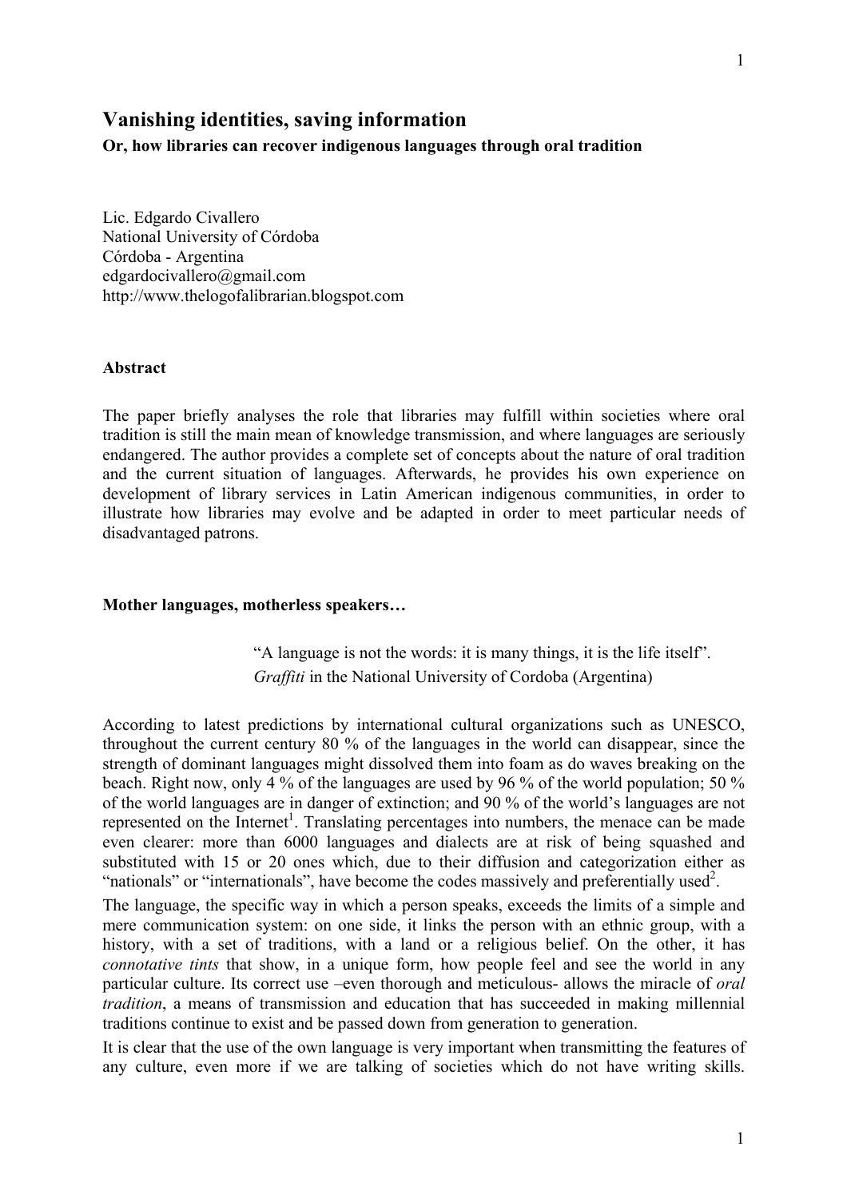# Vanishing identities, saving information

**Or, how libraries can recover indigenous languages through oral tradition**

Lic. Edgardo Civallero
National University of Córdoba
Córdoba - Argentina
edgardocivallero@gmail.com
http://www.thelogofalibrarian.blogspot.com

### Abstract

The paper briefly analyses the role that libraries may fulfill within societies where oral tradition is still the main mean of knowledge transmission, and where languages are seriously endangered. The author provides a complete set of concepts about the nature of oral tradition and the current situation of languages. Afterwards, he provides his own experience on development of library services in Latin American indigenous communities, in order to illustrate how libraries may evolve and be adapted in order to meet particular needs of disadvantaged patrons.

### Mother languages, motherless speakers…

> "A language is not the words: it is many things, it is the life itself".
> *Graffiti* in the National University of Cordoba (Argentina)

According to latest predictions by international cultural organizations such as UNESCO, throughout the current century 80 % of the languages in the world can disappear, since the strength of dominant languages might dissolved them into foam as do waves breaking on the beach. Right now, only 4 % of the languages are used by 96 % of the world population; 50 % of the world languages are in danger of extinction; and 90 % of the world's languages are not represented on the Internet[1]. Translating percentages into numbers, the menace can be made even clearer: more than 6000 languages and dialects are at risk of being squashed and substituted with 15 or 20 ones which, due to their diffusion and categorization either as "nationals" or "internationals", have become the codes massively and preferentially used[2].

The language, the specific way in which a person speaks, exceeds the limits of a simple and mere communication system: on one side, it links the person with an ethnic group, with a history, with a set of traditions, with a land or a religious belief. On the other, it has *connotative tints* that show, in a unique form, how people feel and see the world in any particular culture. Its correct use –even thorough and meticulous- allows the miracle of *oral tradition*, a means of transmission and education that has succeeded in making millennial traditions continue to exist and be passed down from generation to generation.

It is clear that the use of the own language is very important when transmitting the features of any culture, even more if we are talking of societies which do not have writing skills.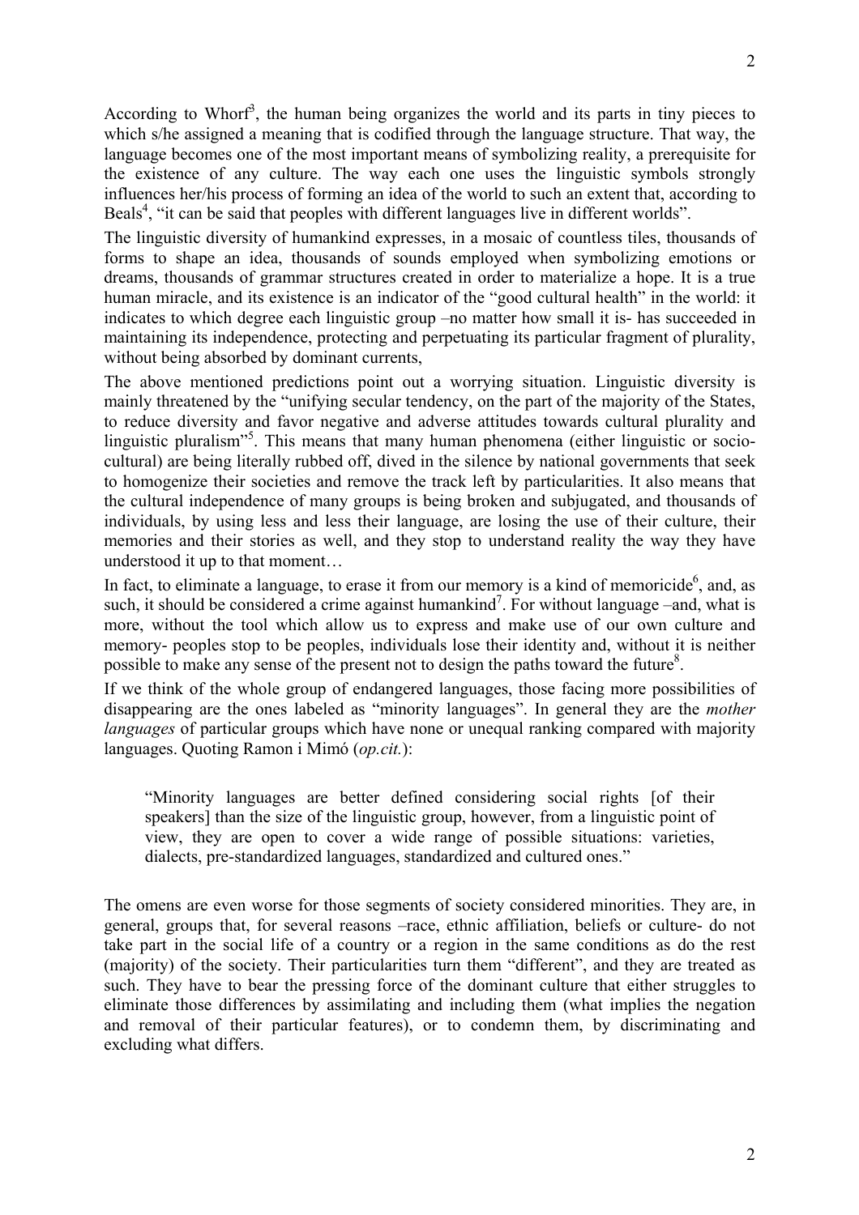According to Whorf[3], the human being organizes the world and its parts in tiny pieces to which s/he assigned a meaning that is codified through the language structure. That way, the language becomes one of the most important means of symbolizing reality, a prerequisite for the existence of any culture. The way each one uses the linguistic symbols strongly influences her/his process of forming an idea of the world to such an extent that, according to Beals[4], "it can be said that peoples with different languages live in different worlds".

The linguistic diversity of humankind expresses, in a mosaic of countless tiles, thousands of forms to shape an idea, thousands of sounds employed when symbolizing emotions or dreams, thousands of grammar structures created in order to materialize a hope. It is a true human miracle, and its existence is an indicator of the "good cultural health" in the world: it indicates to which degree each linguistic group –no matter how small it is- has succeeded in maintaining its independence, protecting and perpetuating its particular fragment of plurality, without being absorbed by dominant currents,

The above mentioned predictions point out a worrying situation. Linguistic diversity is mainly threatened by the "unifying secular tendency, on the part of the majority of the States, to reduce diversity and favor negative and adverse attitudes towards cultural plurality and linguistic pluralism"[5]. This means that many human phenomena (either linguistic or socio-cultural) are being literally rubbed off, dived in the silence by national governments that seek to homogenize their societies and remove the track left by particularities. It also means that the cultural independence of many groups is being broken and subjugated, and thousands of individuals, by using less and less their language, are losing the use of their culture, their memories and their stories as well, and they stop to understand reality the way they have understood it up to that moment…

In fact, to eliminate a language, to erase it from our memory is a kind of memoricide[6], and, as such, it should be considered a crime against humankind[7]. For without language –and, what is more, without the tool which allow us to express and make use of our own culture and memory- peoples stop to be peoples, individuals lose their identity and, without it is neither possible to make any sense of the present not to design the paths toward the future[8].

If we think of the whole group of endangered languages, those facing more possibilities of disappearing are the ones labeled as "minority languages". In general they are the *mother languages* of particular groups which have none or unequal ranking compared with majority languages. Quoting Ramon i Mimó (*op.cit.*):

> "Minority languages are better defined considering social rights [of their speakers] than the size of the linguistic group, however, from a linguistic point of view, they are open to cover a wide range of possible situations: varieties, dialects, pre-standardized languages, standardized and cultured ones."

The omens are even worse for those segments of society considered minorities. They are, in general, groups that, for several reasons –race, ethnic affiliation, beliefs or culture- do not take part in the social life of a country or a region in the same conditions as do the rest (majority) of the society. Their particularities turn them "different", and they are treated as such. They have to bear the pressing force of the dominant culture that either struggles to eliminate those differences by assimilating and including them (what implies the negation and removal of their particular features), or to condemn them, by discriminating and excluding what differs.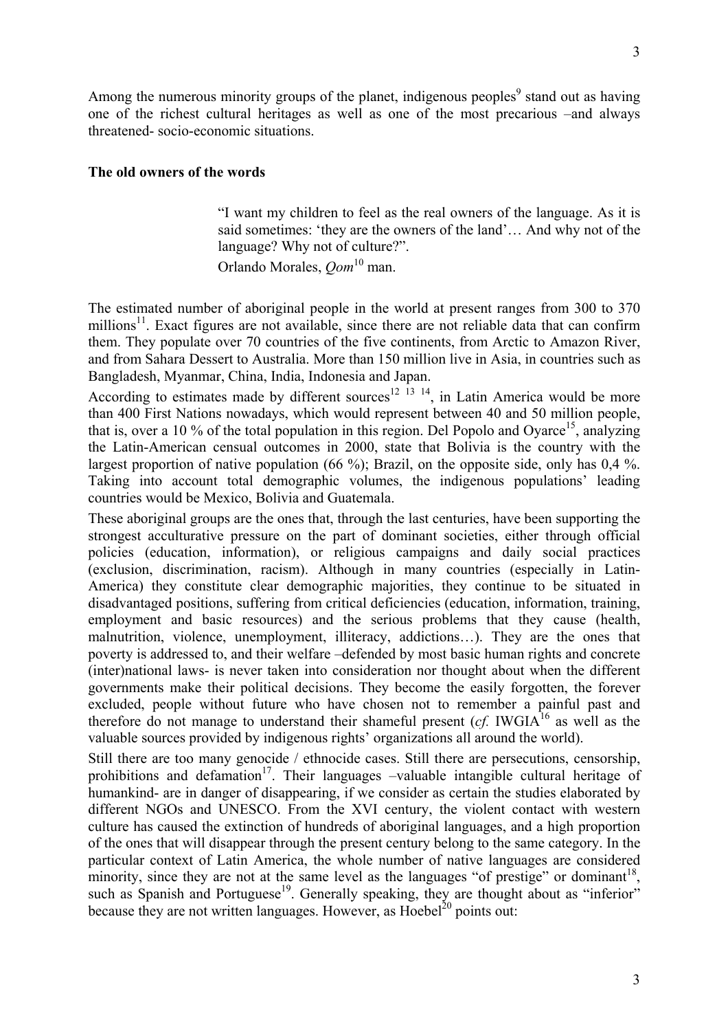Among the numerous minority groups of the planet, indigenous peoples[9] stand out as having one of the richest cultural heritages as well as one of the most precarious –and always threatened- socio-economic situations.

**The old owners of the words**

> "I want my children to feel as the real owners of the language. As it is said sometimes: 'they are the owners of the land'… And why not of the language? Why not of culture?".
>
> Orlando Morales, *Qom*[10] man.

The estimated number of aboriginal people in the world at present ranges from 300 to 370 millions[11]. Exact figures are not available, since there are not reliable data that can confirm them. They populate over 70 countries of the five continents, from Arctic to Amazon River, and from Sahara Dessert to Australia. More than 150 million live in Asia, in countries such as Bangladesh, Myanmar, China, India, Indonesia and Japan.

According to estimates made by different sources[12 13 14], in Latin America would be more than 400 First Nations nowadays, which would represent between 40 and 50 million people, that is, over a 10 % of the total population in this region. Del Popolo and Oyarce[15], analyzing the Latin-American censual outcomes in 2000, state that Bolivia is the country with the largest proportion of native population (66 %); Brazil, on the opposite side, only has 0,4 %. Taking into account total demographic volumes, the indigenous populations' leading countries would be Mexico, Bolivia and Guatemala.

These aboriginal groups are the ones that, through the last centuries, have been supporting the strongest acculturative pressure on the part of dominant societies, either through official policies (education, information), or religious campaigns and daily social practices (exclusion, discrimination, racism). Although in many countries (especially in Latin-America) they constitute clear demographic majorities, they continue to be situated in disadvantaged positions, suffering from critical deficiencies (education, information, training, employment and basic resources) and the serious problems that they cause (health, malnutrition, violence, unemployment, illiteracy, addictions…). They are the ones that poverty is addressed to, and their welfare –defended by most basic human rights and concrete (inter)national laws- is never taken into consideration nor thought about when the different governments make their political decisions. They become the easily forgotten, the forever excluded, people without future who have chosen not to remember a painful past and therefore do not manage to understand their shameful present (*cf.* IWGIA[16] as well as the valuable sources provided by indigenous rights' organizations all around the world).

Still there are too many genocide / ethnocide cases. Still there are persecutions, censorship, prohibitions and defamation[17]. Their languages –valuable intangible cultural heritage of humankind- are in danger of disappearing, if we consider as certain the studies elaborated by different NGOs and UNESCO. From the XVI century, the violent contact with western culture has caused the extinction of hundreds of aboriginal languages, and a high proportion of the ones that will disappear through the present century belong to the same category. In the particular context of Latin America, the whole number of native languages are considered minority, since they are not at the same level as the languages "of prestige" or dominant[18], such as Spanish and Portuguese[19]. Generally speaking, they are thought about as "inferior" because they are not written languages. However, as Hoebel[20] points out: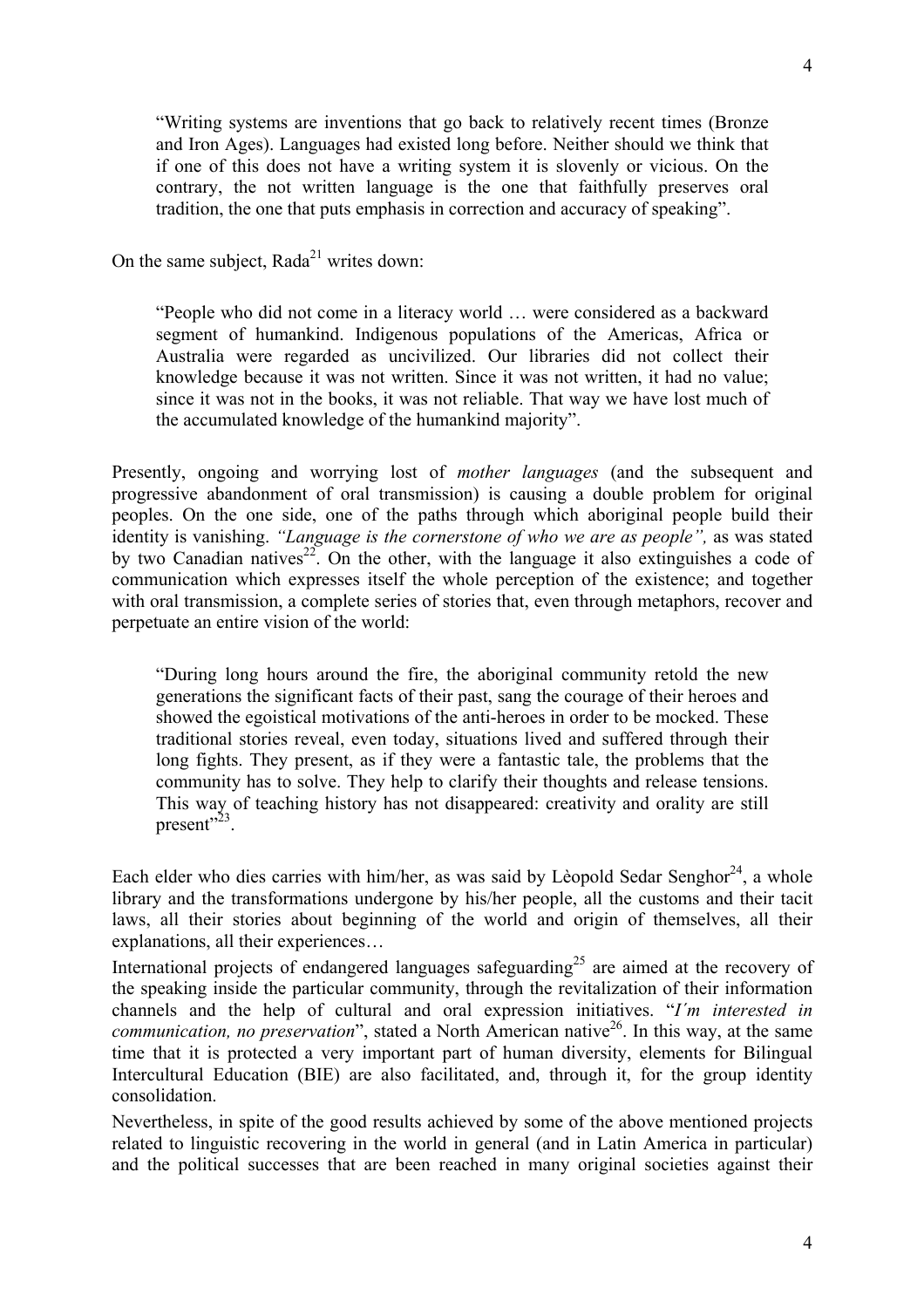> "Writing systems are inventions that go back to relatively recent times (Bronze and Iron Ages). Languages had existed long before. Neither should we think that if one of this does not have a writing system it is slovenly or vicious. On the contrary, the not written language is the one that faithfully preserves oral tradition, the one that puts emphasis in correction and accuracy of speaking".

On the same subject, Rada[21] writes down:

> "People who did not come in a literacy world … were considered as a backward segment of humankind. Indigenous populations of the Americas, Africa or Australia were regarded as uncivilized. Our libraries did not collect their knowledge because it was not written. Since it was not written, it had no value; since it was not in the books, it was not reliable. That way we have lost much of the accumulated knowledge of the humankind majority".

Presently, ongoing and worrying lost of *mother languages* (and the subsequent and progressive abandonment of oral transmission) is causing a double problem for original peoples. On the one side, one of the paths through which aboriginal people build their identity is vanishing. *"Language is the cornerstone of who we are as people",* as was stated by two Canadian natives[22]. On the other, with the language it also extinguishes a code of communication which expresses itself the whole perception of the existence; and together with oral transmission, a complete series of stories that, even through metaphors, recover and perpetuate an entire vision of the world:

> "During long hours around the fire, the aboriginal community retold the new generations the significant facts of their past, sang the courage of their heroes and showed the egoistical motivations of the anti-heroes in order to be mocked. These traditional stories reveal, even today, situations lived and suffered through their long fights. They present, as if they were a fantastic tale, the problems that the community has to solve. They help to clarify their thoughts and release tensions. This way of teaching history has not disappeared: creativity and orality are still present"[23].

Each elder who dies carries with him/her, as was said by Lèopold Sedar Senghor[24], a whole library and the transformations undergone by his/her people, all the customs and their tacit laws, all their stories about beginning of the world and origin of themselves, all their explanations, all their experiences…

International projects of endangered languages safeguarding[25] are aimed at the recovery of the speaking inside the particular community, through the revitalization of their information channels and the help of cultural and oral expression initiatives. "*I´m interested in communication, no preservation*", stated a North American native[26]. In this way, at the same time that it is protected a very important part of human diversity, elements for Bilingual Intercultural Education (BIE) are also facilitated, and, through it, for the group identity consolidation.

Nevertheless, in spite of the good results achieved by some of the above mentioned projects related to linguistic recovering in the world in general (and in Latin America in particular) and the political successes that are been reached in many original societies against their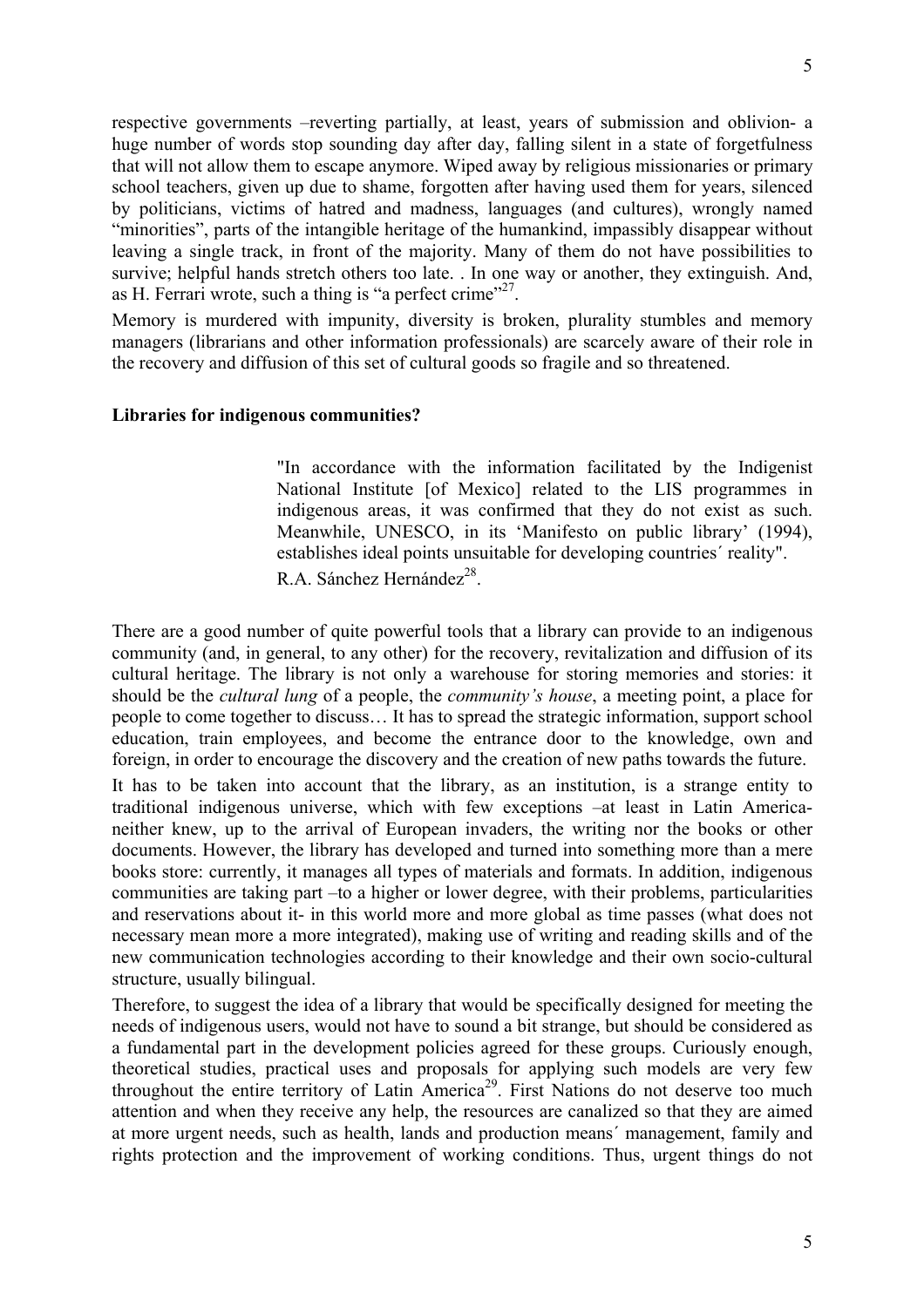respective governments –reverting partially, at least, years of submission and oblivion- a huge number of words stop sounding day after day, falling silent in a state of forgetfulness that will not allow them to escape anymore. Wiped away by religious missionaries or primary school teachers, given up due to shame, forgotten after having used them for years, silenced by politicians, victims of hatred and madness, languages (and cultures), wrongly named "minorities", parts of the intangible heritage of the humankind, impassibly disappear without leaving a single track, in front of the majority. Many of them do not have possibilities to survive; helpful hands stretch others too late. . In one way or another, they extinguish. And, as H. Ferrari wrote, such a thing is "a perfect crime"[27].

Memory is murdered with impunity, diversity is broken, plurality stumbles and memory managers (librarians and other information professionals) are scarcely aware of their role in the recovery and diffusion of this set of cultural goods so fragile and so threatened.

### Libraries for indigenous communities?

> "In accordance with the information facilitated by the Indigenist National Institute [of Mexico] related to the LIS programmes in indigenous areas, it was confirmed that they do not exist as such. Meanwhile, UNESCO, in its 'Manifesto on public library' (1994), establishes ideal points unsuitable for developing countries´ reality".
>
> R.A. Sánchez Hernández[28].

There are a good number of quite powerful tools that a library can provide to an indigenous community (and, in general, to any other) for the recovery, revitalization and diffusion of its cultural heritage. The library is not only a warehouse for storing memories and stories: it should be the *cultural lung* of a people, the *community's house*, a meeting point, a place for people to come together to discuss… It has to spread the strategic information, support school education, train employees, and become the entrance door to the knowledge, own and foreign, in order to encourage the discovery and the creation of new paths towards the future.

It has to be taken into account that the library, as an institution, is a strange entity to traditional indigenous universe, which with few exceptions –at least in Latin America- neither knew, up to the arrival of European invaders, the writing nor the books or other documents. However, the library has developed and turned into something more than a mere books store: currently, it manages all types of materials and formats. In addition, indigenous communities are taking part –to a higher or lower degree, with their problems, particularities and reservations about it- in this world more and more global as time passes (what does not necessary mean more a more integrated), making use of writing and reading skills and of the new communication technologies according to their knowledge and their own socio-cultural structure, usually bilingual.

Therefore, to suggest the idea of a library that would be specifically designed for meeting the needs of indigenous users, would not have to sound a bit strange, but should be considered as a fundamental part in the development policies agreed for these groups. Curiously enough, theoretical studies, practical uses and proposals for applying such models are very few throughout the entire territory of Latin America[29]. First Nations do not deserve too much attention and when they receive any help, the resources are canalized so that they are aimed at more urgent needs, such as health, lands and production means´ management, family and rights protection and the improvement of working conditions. Thus, urgent things do not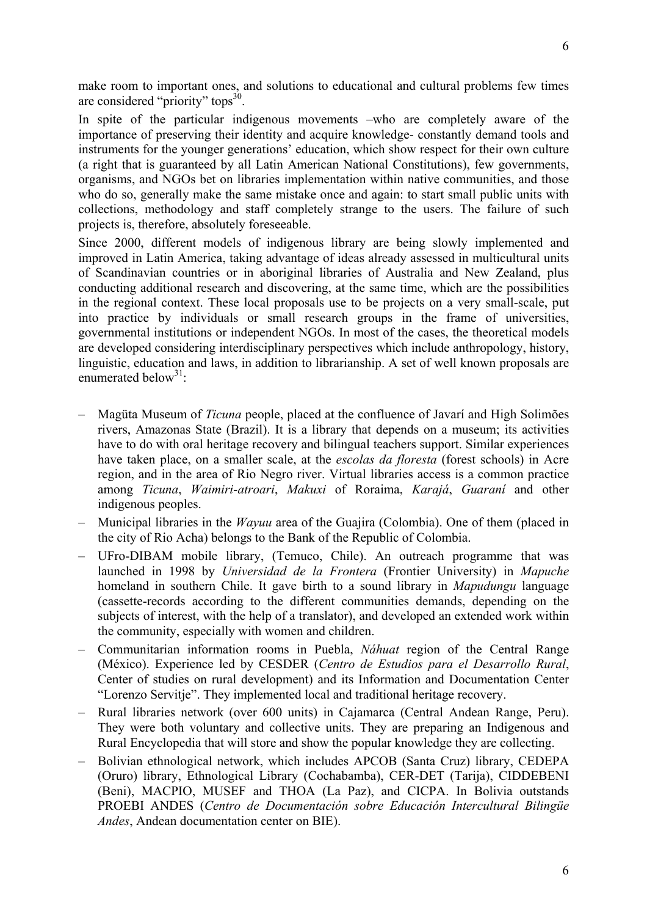make room to important ones, and solutions to educational and cultural problems few times are considered "priority" tops[30].

In spite of the particular indigenous movements –who are completely aware of the importance of preserving their identity and acquire knowledge- constantly demand tools and instruments for the younger generations' education, which show respect for their own culture (a right that is guaranteed by all Latin American National Constitutions), few governments, organisms, and NGOs bet on libraries implementation within native communities, and those who do so, generally make the same mistake once and again: to start small public units with collections, methodology and staff completely strange to the users. The failure of such projects is, therefore, absolutely foreseeable.

Since 2000, different models of indigenous library are being slowly implemented and improved in Latin America, taking advantage of ideas already assessed in multicultural units of Scandinavian countries or in aboriginal libraries of Australia and New Zealand, plus conducting additional research and discovering, at the same time, which are the possibilities in the regional context. These local proposals use to be projects on a very small-scale, put into practice by individuals or small research groups in the frame of universities, governmental institutions or independent NGOs. In most of the cases, the theoretical models are developed considering interdisciplinary perspectives which include anthropology, history, linguistic, education and laws, in addition to librarianship. A set of well known proposals are enumerated below[31]:

- Magüta Museum of *Ticuna* people, placed at the confluence of Javarí and High Solimões rivers, Amazonas State (Brazil). It is a library that depends on a museum; its activities have to do with oral heritage recovery and bilingual teachers support. Similar experiences have taken place, on a smaller scale, at the *escolas da floresta* (forest schools) in Acre region, and in the area of Rio Negro river. Virtual libraries access is a common practice among *Ticuna*, *Waimiri-atroari*, *Makuxi* of Roraima, *Karajá*, *Guaraní* and other indigenous peoples.
- Municipal libraries in the *Wayuu* area of the Guajira (Colombia). One of them (placed in the city of Rio Acha) belongs to the Bank of the Republic of Colombia.
- UFro-DIBAM mobile library, (Temuco, Chile). An outreach programme that was launched in 1998 by *Universidad de la Frontera* (Frontier University) in *Mapuche* homeland in southern Chile. It gave birth to a sound library in *Mapudungu* language (cassette-records according to the different communities demands, depending on the subjects of interest, with the help of a translator), and developed an extended work within the community, especially with women and children.
- Communitarian information rooms in Puebla, *Náhuat* region of the Central Range (México). Experience led by CESDER (*Centro de Estudios para el Desarrollo Rural*, Center of studies on rural development) and its Information and Documentation Center "Lorenzo Servitje". They implemented local and traditional heritage recovery.
- Rural libraries network (over 600 units) in Cajamarca (Central Andean Range, Peru). They were both voluntary and collective units. They are preparing an Indigenous and Rural Encyclopedia that will store and show the popular knowledge they are collecting.
- Bolivian ethnological network, which includes APCOB (Santa Cruz) library, CEDEPA (Oruro) library, Ethnological Library (Cochabamba), CER-DET (Tarija), CIDDEBENI (Beni), MACPIO, MUSEF and THOA (La Paz), and CICPA. In Bolivia outstands PROEBI ANDES (*Centro de Documentación sobre Educación Intercultural Bilingüe Andes*, Andean documentation center on BIE).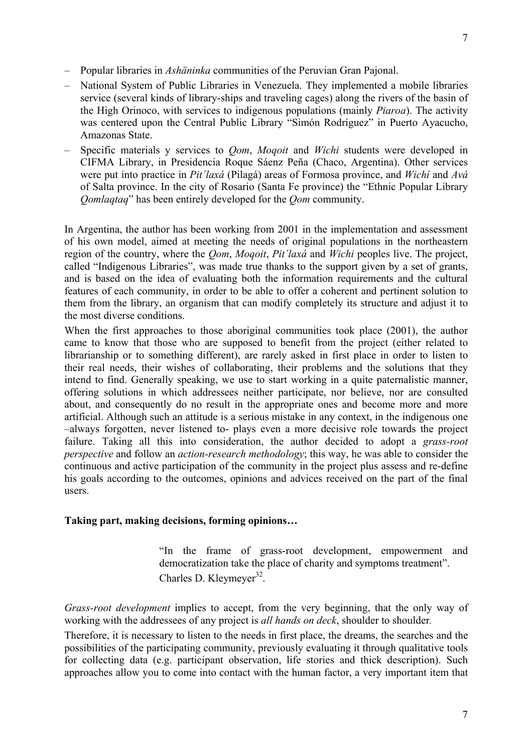- Popular libraries in *Ashäninka* communities of the Peruvian Gran Pajonal.
- National System of Public Libraries in Venezuela. They implemented a mobile libraries service (several kinds of library-ships and traveling cages) along the rivers of the basin of the High Orinoco, with services to indigenous populations (mainly *Piaroa*). The activity was centered upon the Central Public Library "Simón Rodríguez" in Puerto Ayacucho, Amazonas State.
- Specific materials y services to *Qom*, *Moqoit* and *Wichi* students were developed in CIFMA Library, in Presidencia Roque Sáenz Peña (Chaco, Argentina). Other services were put into practice in *Pit´laxá* (Pilagá) areas of Formosa province, and *Wichí* and *Avá* of Salta province. In the city of Rosario (Santa Fe province) the "Ethnic Popular Library *Qomlaqtaq*" has been entirely developed for the *Qom* community.

In Argentina, the author has been working from 2001 in the implementation and assessment of his own model, aimed at meeting the needs of original populations in the northeastern region of the country, where the *Qom*, *Moqoit*, *Pit´laxá* and *Wichi* peoples live. The project, called "Indigenous Libraries", was made true thanks to the support given by a set of grants, and is based on the idea of evaluating both the information requirements and the cultural features of each community, in order to be able to offer a coherent and pertinent solution to them from the library, an organism that can modify completely its structure and adjust it to the most diverse conditions.

When the first approaches to those aboriginal communities took place (2001), the author came to know that those who are supposed to benefit from the project (either related to librarianship or to something different), are rarely asked in first place in order to listen to their real needs, their wishes of collaborating, their problems and the solutions that they intend to find. Generally speaking, we use to start working in a quite paternalistic manner, offering solutions in which addressees neither participate, nor believe, nor are consulted about, and consequently do no result in the appropriate ones and become more and more artificial. Although such an attitude is a serious mistake in any context, in the indigenous one –always forgotten, never listened to- plays even a more decisive role towards the project failure. Taking all this into consideration, the author decided to adopt a *grass-root perspective* and follow an *action-research methodology*; this way, he was able to consider the continuous and active participation of the community in the project plus assess and re-define his goals according to the outcomes, opinions and advices received on the part of the final users.

**Taking part, making decisions, forming opinions…**

> "In the frame of grass-root development, empowerment and democratization take the place of charity and symptoms treatment".
> Charles D. Kleymeyer[32].

*Grass-root development* implies to accept, from the very beginning, that the only way of working with the addressees of any project is *all hands on deck*, shoulder to shoulder.

Therefore, it is necessary to listen to the needs in first place, the dreams, the searches and the possibilities of the participating community, previously evaluating it through qualitative tools for collecting data (e.g. participant observation, life stories and thick description). Such approaches allow you to come into contact with the human factor, a very important item that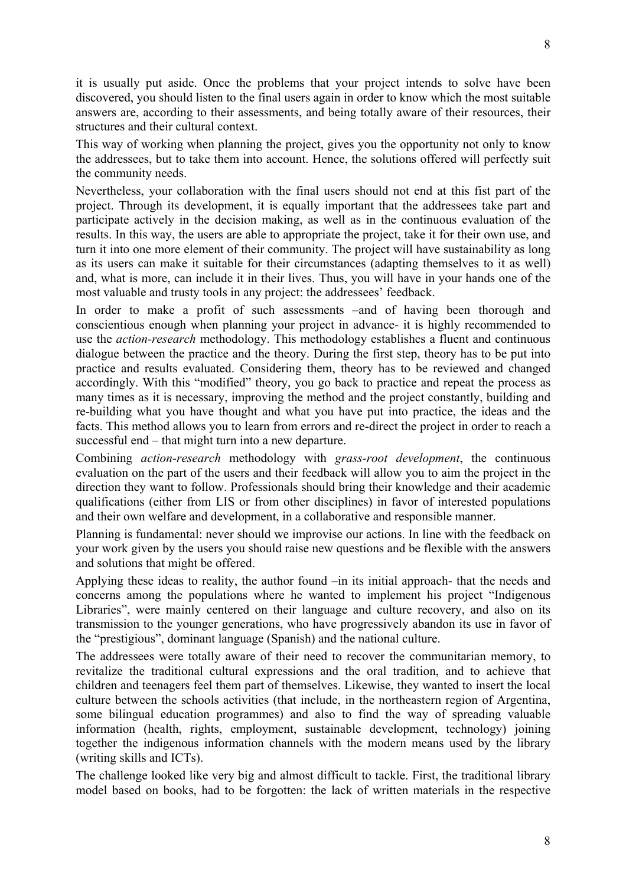it is usually put aside. Once the problems that your project intends to solve have been discovered, you should listen to the final users again in order to know which the most suitable answers are, according to their assessments, and being totally aware of their resources, their structures and their cultural context.

This way of working when planning the project, gives you the opportunity not only to know the addressees, but to take them into account. Hence, the solutions offered will perfectly suit the community needs.

Nevertheless, your collaboration with the final users should not end at this fist part of the project. Through its development, it is equally important that the addressees take part and participate actively in the decision making, as well as in the continuous evaluation of the results. In this way, the users are able to appropriate the project, take it for their own use, and turn it into one more element of their community. The project will have sustainability as long as its users can make it suitable for their circumstances (adapting themselves to it as well) and, what is more, can include it in their lives. Thus, you will have in your hands one of the most valuable and trusty tools in any project: the addressees' feedback.

In order to make a profit of such assessments –and of having been thorough and conscientious enough when planning your project in advance- it is highly recommended to use the *action-research* methodology. This methodology establishes a fluent and continuous dialogue between the practice and the theory. During the first step, theory has to be put into practice and results evaluated. Considering them, theory has to be reviewed and changed accordingly. With this "modified" theory, you go back to practice and repeat the process as many times as it is necessary, improving the method and the project constantly, building and re-building what you have thought and what you have put into practice, the ideas and the facts. This method allows you to learn from errors and re-direct the project in order to reach a successful end – that might turn into a new departure.

Combining *action-research* methodology with *grass-root development*, the continuous evaluation on the part of the users and their feedback will allow you to aim the project in the direction they want to follow. Professionals should bring their knowledge and their academic qualifications (either from LIS or from other disciplines) in favor of interested populations and their own welfare and development, in a collaborative and responsible manner.

Planning is fundamental: never should we improvise our actions. In line with the feedback on your work given by the users you should raise new questions and be flexible with the answers and solutions that might be offered.

Applying these ideas to reality, the author found –in its initial approach- that the needs and concerns among the populations where he wanted to implement his project "Indigenous Libraries", were mainly centered on their language and culture recovery, and also on its transmission to the younger generations, who have progressively abandon its use in favor of the "prestigious", dominant language (Spanish) and the national culture.

The addressees were totally aware of their need to recover the communitarian memory, to revitalize the traditional cultural expressions and the oral tradition, and to achieve that children and teenagers feel them part of themselves. Likewise, they wanted to insert the local culture between the schools activities (that include, in the northeastern region of Argentina, some bilingual education programmes) and also to find the way of spreading valuable information (health, rights, employment, sustainable development, technology) joining together the indigenous information channels with the modern means used by the library (writing skills and ICTs).

The challenge looked like very big and almost difficult to tackle. First, the traditional library model based on books, had to be forgotten: the lack of written materials in the respective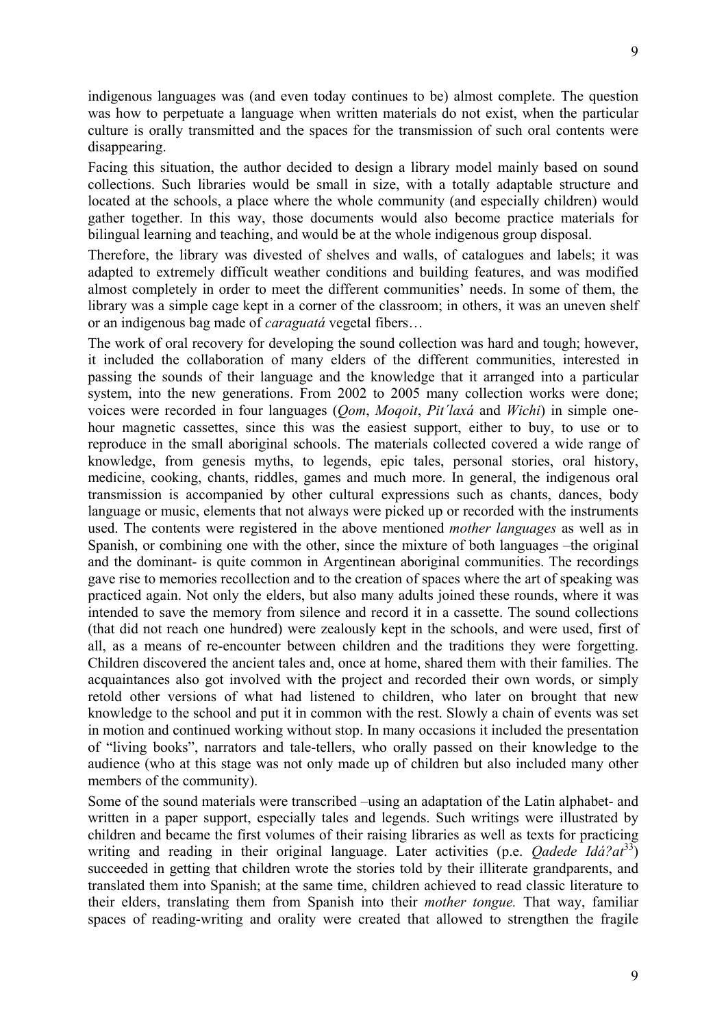indigenous languages was (and even today continues to be) almost complete. The question was how to perpetuate a language when written materials do not exist, when the particular culture is orally transmitted and the spaces for the transmission of such oral contents were disappearing.

Facing this situation, the author decided to design a library model mainly based on sound collections. Such libraries would be small in size, with a totally adaptable structure and located at the schools, a place where the whole community (and especially children) would gather together. In this way, those documents would also become practice materials for bilingual learning and teaching, and would be at the whole indigenous group disposal.

Therefore, the library was divested of shelves and walls, of catalogues and labels; it was adapted to extremely difficult weather conditions and building features, and was modified almost completely in order to meet the different communities' needs. In some of them, the library was a simple cage kept in a corner of the classroom; in others, it was an uneven shelf or an indigenous bag made of *caraguatá* vegetal fibers…

The work of oral recovery for developing the sound collection was hard and tough; however, it included the collaboration of many elders of the different communities, interested in passing the sounds of their language and the knowledge that it arranged into a particular system, into the new generations. From 2002 to 2005 many collection works were done; voices were recorded in four languages (*Qom*, *Moqoit*, *Pit´laxá* and *Wichi*) in simple one-hour magnetic cassettes, since this was the easiest support, either to buy, to use or to reproduce in the small aboriginal schools. The materials collected covered a wide range of knowledge, from genesis myths, to legends, epic tales, personal stories, oral history, medicine, cooking, chants, riddles, games and much more. In general, the indigenous oral transmission is accompanied by other cultural expressions such as chants, dances, body language or music, elements that not always were picked up or recorded with the instruments used. The contents were registered in the above mentioned *mother languages* as well as in Spanish, or combining one with the other, since the mixture of both languages –the original and the dominant- is quite common in Argentinean aboriginal communities. The recordings gave rise to memories recollection and to the creation of spaces where the art of speaking was practiced again. Not only the elders, but also many adults joined these rounds, where it was intended to save the memory from silence and record it in a cassette. The sound collections (that did not reach one hundred) were zealously kept in the schools, and were used, first of all, as a means of re-encounter between children and the traditions they were forgetting. Children discovered the ancient tales and, once at home, shared them with their families. The acquaintances also got involved with the project and recorded their own words, or simply retold other versions of what had listened to children, who later on brought that new knowledge to the school and put it in common with the rest. Slowly a chain of events was set in motion and continued working without stop. In many occasions it included the presentation of "living books", narrators and tale-tellers, who orally passed on their knowledge to the audience (who at this stage was not only made up of children but also included many other members of the community).

Some of the sound materials were transcribed –using an adaptation of the Latin alphabet- and written in a paper support, especially tales and legends. Such writings were illustrated by children and became the first volumes of their raising libraries as well as texts for practicing writing and reading in their original language. Later activities (p.e. *Qadede Idá?at*[33]) succeeded in getting that children wrote the stories told by their illiterate grandparents, and translated them into Spanish; at the same time, children achieved to read classic literature to their elders, translating them from Spanish into their *mother tongue.* That way, familiar spaces of reading-writing and orality were created that allowed to strengthen the fragile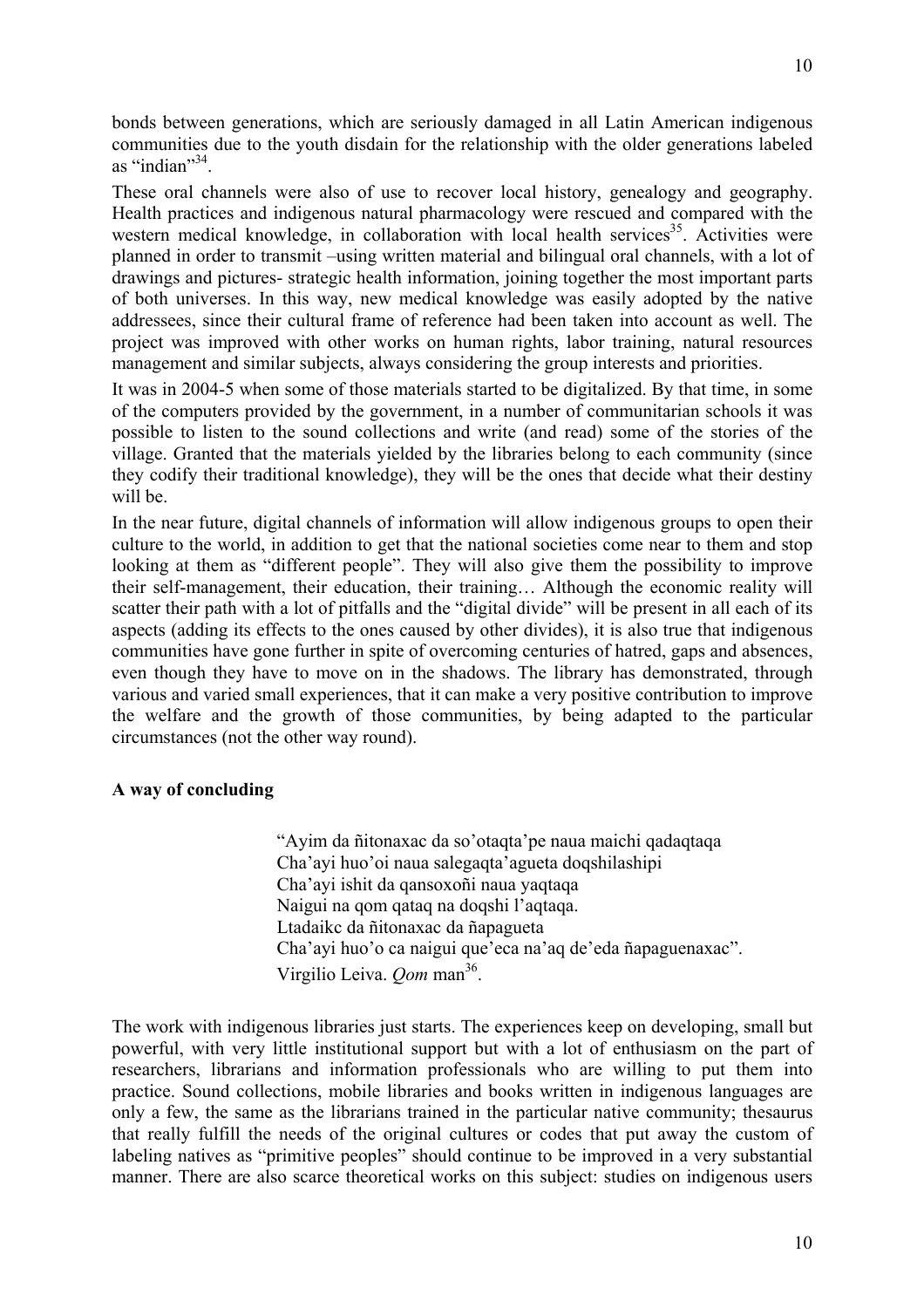bonds between generations, which are seriously damaged in all Latin American indigenous communities due to the youth disdain for the relationship with the older generations labeled as "indian"[34].

These oral channels were also of use to recover local history, genealogy and geography. Health practices and indigenous natural pharmacology were rescued and compared with the western medical knowledge, in collaboration with local health services[35]. Activities were planned in order to transmit –using written material and bilingual oral channels, with a lot of drawings and pictures- strategic health information, joining together the most important parts of both universes. In this way, new medical knowledge was easily adopted by the native addressees, since their cultural frame of reference had been taken into account as well. The project was improved with other works on human rights, labor training, natural resources management and similar subjects, always considering the group interests and priorities.

It was in 2004-5 when some of those materials started to be digitalized. By that time, in some of the computers provided by the government, in a number of communitarian schools it was possible to listen to the sound collections and write (and read) some of the stories of the village. Granted that the materials yielded by the libraries belong to each community (since they codify their traditional knowledge), they will be the ones that decide what their destiny will be.

In the near future, digital channels of information will allow indigenous groups to open their culture to the world, in addition to get that the national societies come near to them and stop looking at them as "different people". They will also give them the possibility to improve their self-management, their education, their training… Although the economic reality will scatter their path with a lot of pitfalls and the "digital divide" will be present in all each of its aspects (adding its effects to the ones caused by other divides), it is also true that indigenous communities have gone further in spite of overcoming centuries of hatred, gaps and absences, even though they have to move on in the shadows. The library has demonstrated, through various and varied small experiences, that it can make a very positive contribution to improve the welfare and the growth of those communities, by being adapted to the particular circumstances (not the other way round).

**A way of concluding**

> "Ayim da ñitonaxac da so'otaqta'pe naua maichi qadaqtaqa
> Cha'ayi huo'oi naua salegaqta'agueta doqshilashipi
> Cha'ayi ishit da qansoxoñi naua yaqtaqa
> Naigui na qom qataq na doqshi l'aqtaqa.
> Ltadaikc da ñitonaxac da ñapagueta
> Cha'ayi huo'o ca naigui que'eca na'aq de'eda ñapaguenaxac".
> Virgilio Leiva. *Qom* man[36].

The work with indigenous libraries just starts. The experiences keep on developing, small but powerful, with very little institutional support but with a lot of enthusiasm on the part of researchers, librarians and information professionals who are willing to put them into practice. Sound collections, mobile libraries and books written in indigenous languages are only a few, the same as the librarians trained in the particular native community; thesaurus that really fulfill the needs of the original cultures or codes that put away the custom of labeling natives as "primitive peoples" should continue to be improved in a very substantial manner. There are also scarce theoretical works on this subject: studies on indigenous users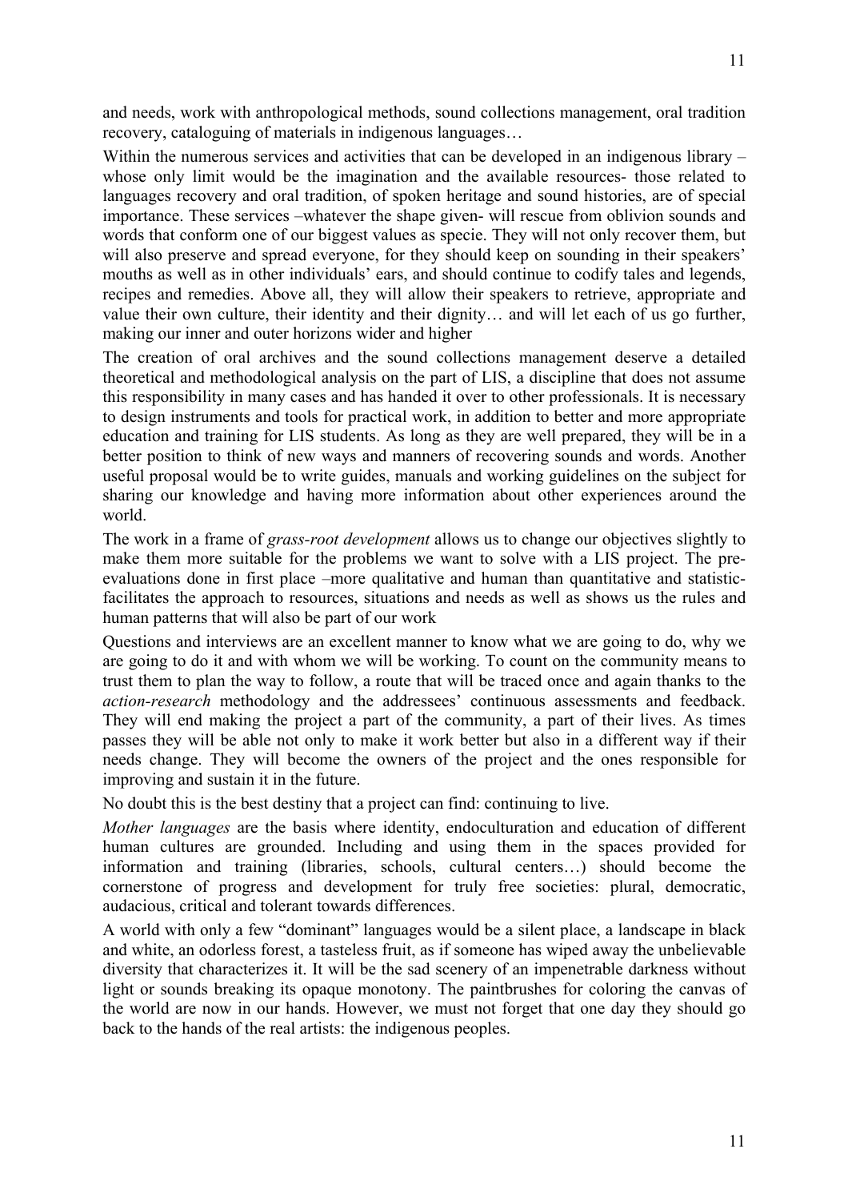and needs, work with anthropological methods, sound collections management, oral tradition recovery, cataloguing of materials in indigenous languages…

Within the numerous services and activities that can be developed in an indigenous library –whose only limit would be the imagination and the available resources- those related to languages recovery and oral tradition, of spoken heritage and sound histories, are of special importance. These services –whatever the shape given- will rescue from oblivion sounds and words that conform one of our biggest values as specie. They will not only recover them, but will also preserve and spread everyone, for they should keep on sounding in their speakers' mouths as well as in other individuals' ears, and should continue to codify tales and legends, recipes and remedies. Above all, they will allow their speakers to retrieve, appropriate and value their own culture, their identity and their dignity… and will let each of us go further, making our inner and outer horizons wider and higher

The creation of oral archives and the sound collections management deserve a detailed theoretical and methodological analysis on the part of LIS, a discipline that does not assume this responsibility in many cases and has handed it over to other professionals. It is necessary to design instruments and tools for practical work, in addition to better and more appropriate education and training for LIS students. As long as they are well prepared, they will be in a better position to think of new ways and manners of recovering sounds and words. Another useful proposal would be to write guides, manuals and working guidelines on the subject for sharing our knowledge and having more information about other experiences around the world.

The work in a frame of *grass-root development* allows us to change our objectives slightly to make them more suitable for the problems we want to solve with a LIS project. The pre-evaluations done in first place –more qualitative and human than quantitative and statistic-facilitates the approach to resources, situations and needs as well as shows us the rules and human patterns that will also be part of our work

Questions and interviews are an excellent manner to know what we are going to do, why we are going to do it and with whom we will be working. To count on the community means to trust them to plan the way to follow, a route that will be traced once and again thanks to the *action-research* methodology and the addressees' continuous assessments and feedback. They will end making the project a part of the community, a part of their lives. As times passes they will be able not only to make it work better but also in a different way if their needs change. They will become the owners of the project and the ones responsible for improving and sustain it in the future.

No doubt this is the best destiny that a project can find: continuing to live.

*Mother languages* are the basis where identity, endoculturation and education of different human cultures are grounded. Including and using them in the spaces provided for information and training (libraries, schools, cultural centers…) should become the cornerstone of progress and development for truly free societies: plural, democratic, audacious, critical and tolerant towards differences.

A world with only a few "dominant" languages would be a silent place, a landscape in black and white, an odorless forest, a tasteless fruit, as if someone has wiped away the unbelievable diversity that characterizes it. It will be the sad scenery of an impenetrable darkness without light or sounds breaking its opaque monotony. The paintbrushes for coloring the canvas of the world are now in our hands. However, we must not forget that one day they should go back to the hands of the real artists: the indigenous peoples.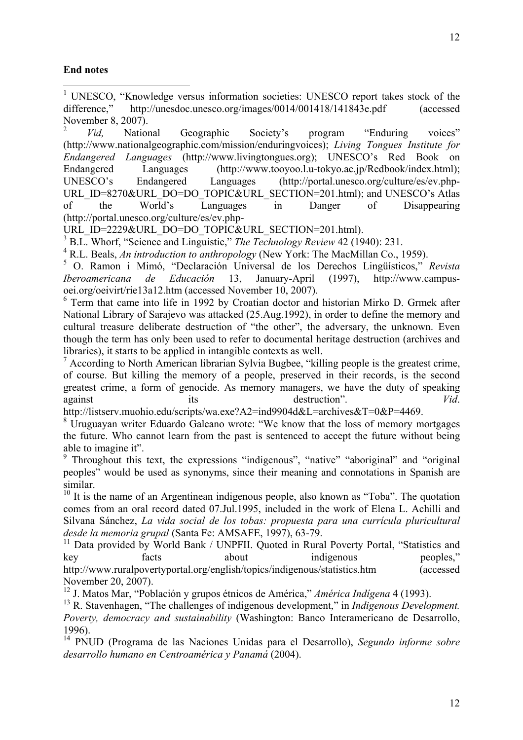**End notes**

[1] UNESCO, "Knowledge versus information societies: UNESCO report takes stock of the difference," http://unesdoc.unesco.org/images/0014/001418/141843e.pdf (accessed November 8, 2007).

[2] *Vid,* National Geographic Society's program "Enduring voices" (http://www.nationalgeographic.com/mission/enduringvoices); *Living Tongues Institute for Endangered Languages* (http://www.livingtongues.org); UNESCO's Red Book on Endangered Languages (http://www.tooyoo.l.u-tokyo.ac.jp/Redbook/index.html); UNESCO's Endangered Languages (http://portal.unesco.org/culture/es/ev.php-URL_ID=8270&URL_DO=DO_TOPIC&URL_SECTION=201.html); and UNESCO's Atlas of the World's Languages in Danger of Disappearing (http://portal.unesco.org/culture/es/ev.php-URL_ID=2229&URL_DO=DO_TOPIC&URL_SECTION=201.html).

[3] B.L. Whorf, "Science and Linguistic," *The Technology Review* 42 (1940): 231.

[4] R.L. Beals, *An introduction to anthropology* (New York: The MacMillan Co., 1959).

[5] O. Ramon i Mimó, "Declaración Universal de los Derechos Lingüísticos," *Revista Iberoamericana de Educación* 13, January-April (1997), http://www.campus-oei.org/oeivirt/rie13a12.htm (accessed November 10, 2007).

[6] Term that came into life in 1992 by Croatian doctor and historian Mirko D. Grmek after National Library of Sarajevo was attacked (25.Aug.1992), in order to define the memory and cultural treasure deliberate destruction of "the other", the adversary, the unknown. Even though the term has only been used to refer to documental heritage destruction (archives and libraries), it starts to be applied in intangible contexts as well.

[7] According to North American librarian Sylvia Bugbee, "killing people is the greatest crime, of course. But killing the memory of a people, preserved in their records, is the second greatest crime, a form of genocide. As memory managers, we have the duty of speaking against its destruction". *Vid*. http://listserv.muohio.edu/scripts/wa.exe?A2=ind9904d&L=archives&T=0&P=4469.

[8] Uruguayan writer Eduardo Galeano wrote: "We know that the loss of memory mortgages the future. Who cannot learn from the past is sentenced to accept the future without being able to imagine it".

[9] Throughout this text, the expressions "indigenous", "native" "aboriginal" and "original peoples" would be used as synonyms, since their meaning and connotations in Spanish are similar.

[10] It is the name of an Argentinean indigenous people, also known as "Toba". The quotation comes from an oral record dated 07.Jul.1995, included in the work of Elena L. Achilli and Silvana Sánchez, *La vida social de los tobas: propuesta para una currícula pluricultural desde la memoria grupal* (Santa Fe: AMSAFE, 1997), 63-79.

[11] Data provided by World Bank / UNPFII. Quoted in Rural Poverty Portal, "Statistics and key facts about indigenous peoples," http://www.ruralpovertyportal.org/english/topics/indigenous/statistics.htm (accessed November 20, 2007).

[12] J. Matos Mar, "Población y grupos étnicos de América," *América Indígena* 4 (1993).

[13] R. Stavenhagen, "The challenges of indigenous development," in *Indigenous Development. Poverty, democracy and sustainability* (Washington: Banco Interamericano de Desarrollo, 1996).

[14] PNUD (Programa de las Naciones Unidas para el Desarrollo), *Segundo informe sobre desarrollo humano en Centroamérica y Panamá* (2004).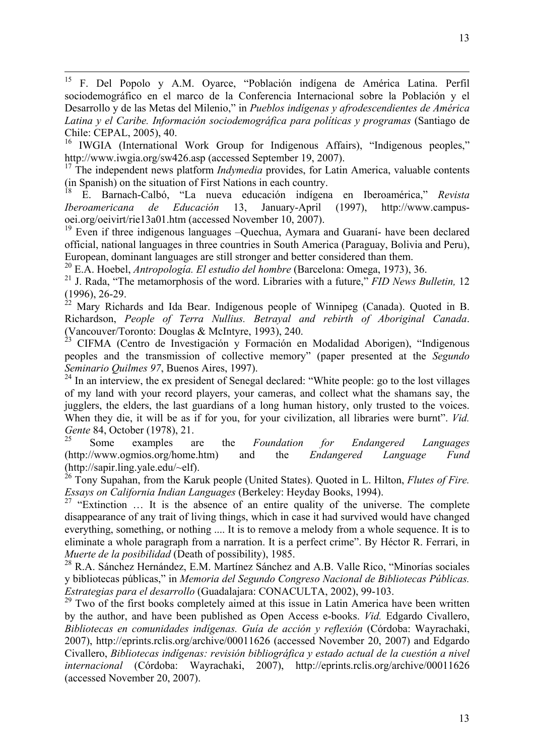[15] F. Del Popolo y A.M. Oyarce, "Población indígena de América Latina. Perfil sociodemográfico en el marco de la Conferencia Internacional sobre la Población y el Desarrollo y de las Metas del Milenio," in *Pueblos indígenas y afrodescendientes de América Latina y el Caribe. Información sociodemográfica para políticas y programas* (Santiago de Chile: CEPAL, 2005), 40.

[16] IWGIA (International Work Group for Indigenous Affairs), "Indigenous peoples," http://www.iwgia.org/sw426.asp (accessed September 19, 2007).

[17] The independent news platform *Indymedia* provides, for Latin America, valuable contents (in Spanish) on the situation of First Nations in each country.

[18] E. Barnach-Calbó, "La nueva educación indígena en Iberoamérica," *Revista Iberoamericana de Educación* 13, January-April (1997), http://www.campus-oei.org/oeivirt/rie13a01.htm (accessed November 10, 2007).

[19] Even if three indigenous languages –Quechua, Aymara and Guaraní- have been declared official, national languages in three countries in South America (Paraguay, Bolivia and Peru), European, dominant languages are still stronger and better considered than them.

[20] E.A. Hoebel, *Antropología. El estudio del hombre* (Barcelona: Omega, 1973), 36.

[21] J. Rada, "The metamorphosis of the word. Libraries with a future," *FID News Bulletin,* 12 (1996), 26-29.

[22] Mary Richards and Ida Bear. Indigenous people of Winnipeg (Canada). Quoted in B. Richardson, *People of Terra Nullius. Betrayal and rebirth of Aboriginal Canada*. (Vancouver/Toronto: Douglas & McIntyre, 1993), 240.

[23] CIFMA (Centro de Investigación y Formación en Modalidad Aborigen), "Indigenous peoples and the transmission of collective memory" (paper presented at the *Segundo Seminario Quilmes 97*, Buenos Aires, 1997).

[24] In an interview, the ex president of Senegal declared: "White people: go to the lost villages of my land with your record players, your cameras, and collect what the shamans say, the jugglers, the elders, the last guardians of a long human history, only trusted to the voices. When they die, it will be as if for you, for your civilization, all libraries were burnt". *Vid. Gente* 84, October (1978), 21.

[25] Some examples are the *Foundation for Endangered Languages* (http://www.ogmios.org/home.htm) and the *Endangered Language Fund* (http://sapir.ling.yale.edu/~elf).

[26] Tony Supahan, from the Karuk people (United States). Quoted in L. Hilton, *Flutes of Fire. Essays on California Indian Languages* (Berkeley: Heyday Books, 1994).

[27] "Extinction … It is the absence of an entire quality of the universe. The complete disappearance of any trait of living things, which in case it had survived would have changed everything, something, or nothing .... It is to remove a melody from a whole sequence. It is to eliminate a whole paragraph from a narration. It is a perfect crime". By Héctor R. Ferrari, in *Muerte de la posibilidad* (Death of possibility), 1985.

[28] R.A. Sánchez Hernández, E.M. Martínez Sánchez and A.B. Valle Rico, "Minorías sociales y bibliotecas públicas," in *Memoria del Segundo Congreso Nacional de Bibliotecas Públicas. Estrategias para el desarrollo* (Guadalajara: CONACULTA, 2002), 99-103.

[29] Two of the first books completely aimed at this issue in Latin America have been written by the author, and have been published as Open Access e-books. *Vid.* Edgardo Civallero, *Bibliotecas en comunidades indígenas. Guía de acción y reflexión* (Córdoba: Wayrachaki, 2007), http://eprints.rclis.org/archive/00011626 (accessed November 20, 2007) and Edgardo Civallero, *Bibliotecas indígenas: revisión bibliográfica y estado actual de la cuestión a nivel internacional* (Córdoba: Wayrachaki, 2007), http://eprints.rclis.org/archive/00011626 (accessed November 20, 2007).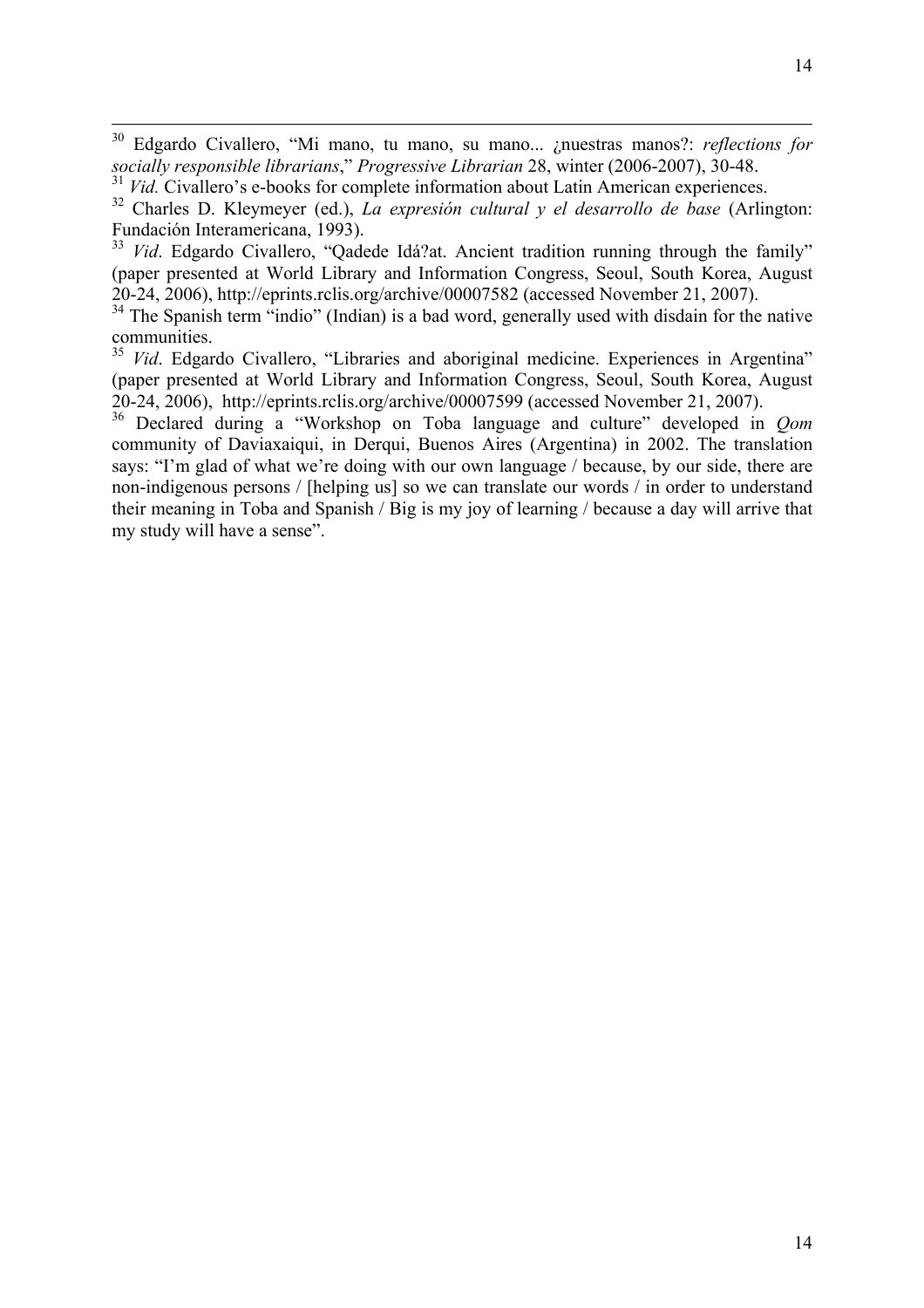[30] Edgardo Civallero, "Mi mano, tu mano, su mano... ¿nuestras manos?: *reflections for socially responsible librarians*," *Progressive Librarian* 28, winter (2006-2007), 30-48.

[31] *Vid.* Civallero's e-books for complete information about Latin American experiences.

[32] Charles D. Kleymeyer (ed.), *La expresión cultural y el desarrollo de base* (Arlington: Fundación Interamericana, 1993).

[33] *Vid*. Edgardo Civallero, "Qadede Idá?at. Ancient tradition running through the family" (paper presented at World Library and Information Congress, Seoul, South Korea, August 20-24, 2006), http://eprints.rclis.org/archive/00007582 (accessed November 21, 2007).

[34] The Spanish term "indio" (Indian) is a bad word, generally used with disdain for the native communities.

[35] *Vid*. Edgardo Civallero, "Libraries and aboriginal medicine. Experiences in Argentina" (paper presented at World Library and Information Congress, Seoul, South Korea, August 20-24, 2006), http://eprints.rclis.org/archive/00007599 (accessed November 21, 2007).

[36] Declared during a "Workshop on Toba language and culture" developed in *Qom* community of Daviaxaiqui, in Derqui, Buenos Aires (Argentina) in 2002. The translation says: "I'm glad of what we're doing with our own language / because, by our side, there are non-indigenous persons / [helping us] so we can translate our words / in order to understand their meaning in Toba and Spanish / Big is my joy of learning / because a day will arrive that my study will have a sense".